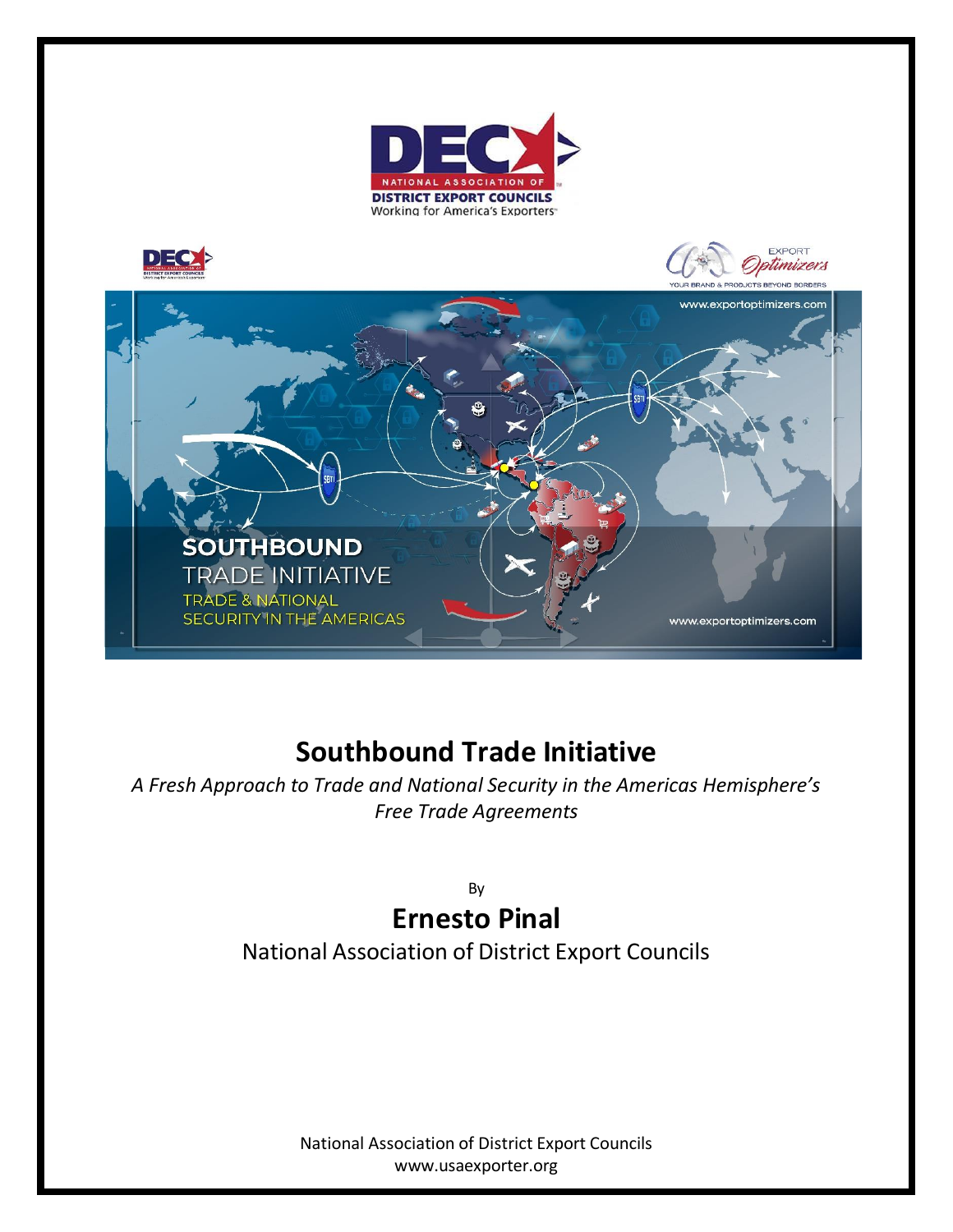# Southbound Trade Initiative

*A Fresh Approach to Trade and National Security in the Americas Hemisphere's Free Trade Agreements*

By

## Ernesto Pinal

National Association of District Export Councils

National Association of District Export Councils
www.usaexporter.org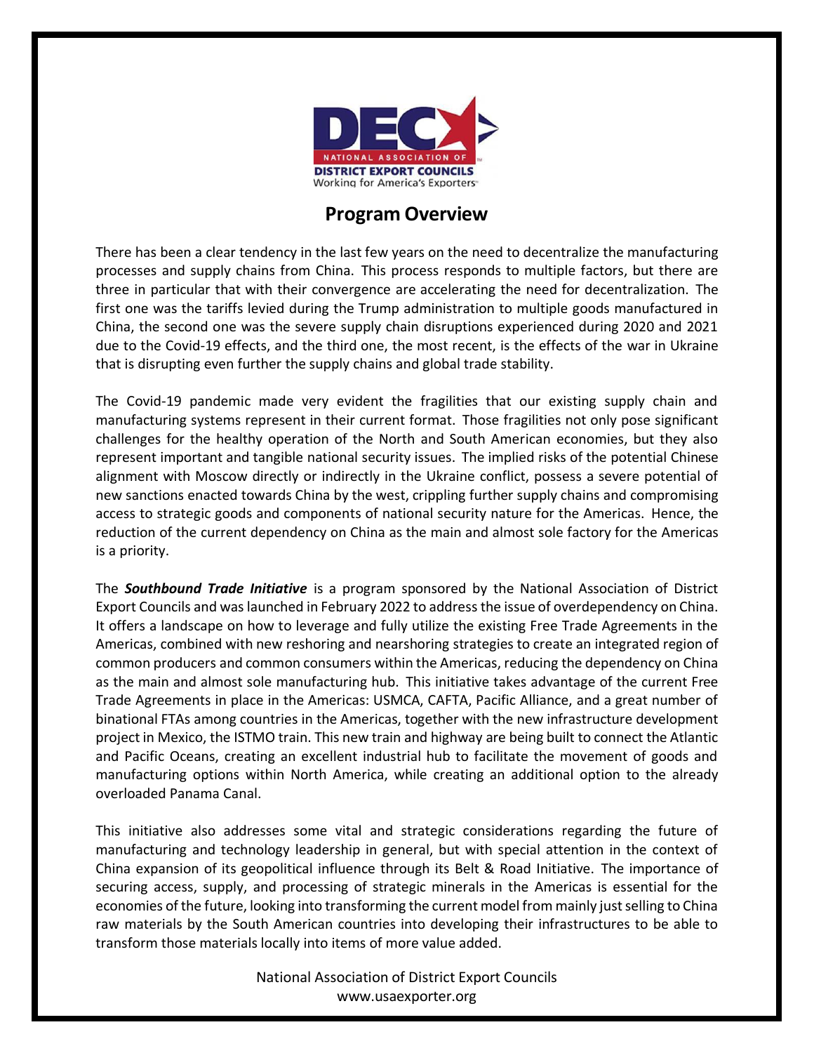## Program Overview

There has been a clear tendency in the last few years on the need to decentralize the manufacturing processes and supply chains from China. This process responds to multiple factors, but there are three in particular that with their convergence are accelerating the need for decentralization. The first one was the tariffs levied during the Trump administration to multiple goods manufactured in China, the second one was the severe supply chain disruptions experienced during 2020 and 2021 due to the Covid-19 effects, and the third one, the most recent, is the effects of the war in Ukraine that is disrupting even further the supply chains and global trade stability.

The Covid-19 pandemic made very evident the fragilities that our existing supply chain and manufacturing systems represent in their current format. Those fragilities not only pose significant challenges for the healthy operation of the North and South American economies, but they also represent important and tangible national security issues. The implied risks of the potential Chinese alignment with Moscow directly or indirectly in the Ukraine conflict, possess a severe potential of new sanctions enacted towards China by the west, crippling further supply chains and compromising access to strategic goods and components of national security nature for the Americas. Hence, the reduction of the current dependency on China as the main and almost sole factory for the Americas is a priority.

The ***Southbound Trade Initiative*** is a program sponsored by the National Association of District Export Councils and was launched in February 2022 to address the issue of overdependency on China. It offers a landscape on how to leverage and fully utilize the existing Free Trade Agreements in the Americas, combined with new reshoring and nearshoring strategies to create an integrated region of common producers and common consumers within the Americas, reducing the dependency on China as the main and almost sole manufacturing hub. This initiative takes advantage of the current Free Trade Agreements in place in the Americas: USMCA, CAFTA, Pacific Alliance, and a great number of binational FTAs among countries in the Americas, together with the new infrastructure development project in Mexico, the ISTMO train. This new train and highway are being built to connect the Atlantic and Pacific Oceans, creating an excellent industrial hub to facilitate the movement of goods and manufacturing options within North America, while creating an additional option to the already overloaded Panama Canal.

This initiative also addresses some vital and strategic considerations regarding the future of manufacturing and technology leadership in general, but with special attention in the context of China expansion of its geopolitical influence through its Belt & Road Initiative. The importance of securing access, supply, and processing of strategic minerals in the Americas is essential for the economies of the future, looking into transforming the current model from mainly just selling to China raw materials by the South American countries into developing their infrastructures to be able to transform those materials locally into items of more value added.

National Association of District Export Councils
www.usaexporter.org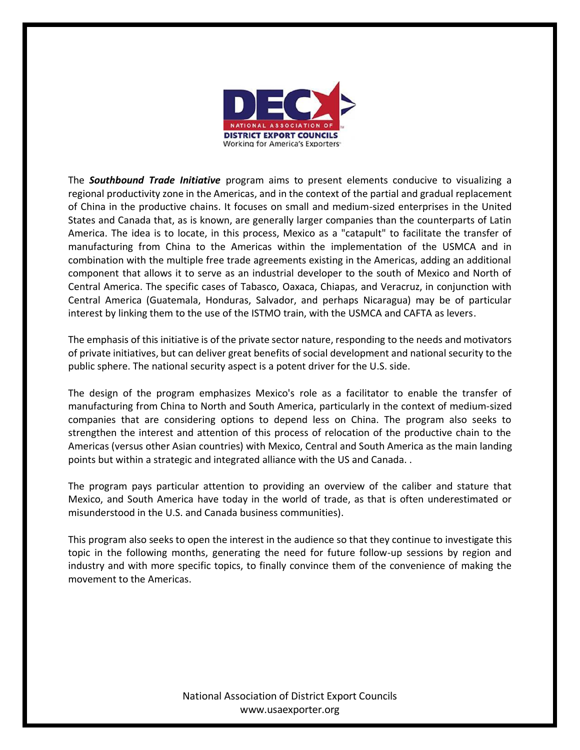The ***Southbound Trade Initiative*** program aims to present elements conducive to visualizing a regional productivity zone in the Americas, and in the context of the partial and gradual replacement of China in the productive chains. It focuses on small and medium-sized enterprises in the United States and Canada that, as is known, are generally larger companies than the counterparts of Latin America. The idea is to locate, in this process, Mexico as a "catapult" to facilitate the transfer of manufacturing from China to the Americas within the implementation of the USMCA and in combination with the multiple free trade agreements existing in the Americas, adding an additional component that allows it to serve as an industrial developer to the south of Mexico and North of Central America. The specific cases of Tabasco, Oaxaca, Chiapas, and Veracruz, in conjunction with Central America (Guatemala, Honduras, Salvador, and perhaps Nicaragua) may be of particular interest by linking them to the use of the ISTMO train, with the USMCA and CAFTA as levers.

The emphasis of this initiative is of the private sector nature, responding to the needs and motivators of private initiatives, but can deliver great benefits of social development and national security to the public sphere. The national security aspect is a potent driver for the U.S. side.

The design of the program emphasizes Mexico's role as a facilitator to enable the transfer of manufacturing from China to North and South America, particularly in the context of medium-sized companies that are considering options to depend less on China. The program also seeks to strengthen the interest and attention of this process of relocation of the productive chain to the Americas (versus other Asian countries) with Mexico, Central and South America as the main landing points but within a strategic and integrated alliance with the US and Canada. .

The program pays particular attention to providing an overview of the caliber and stature that Mexico, and South America have today in the world of trade, as that is often underestimated or misunderstood in the U.S. and Canada business communities).

This program also seeks to open the interest in the audience so that they continue to investigate this topic in the following months, generating the need for future follow-up sessions by region and industry and with more specific topics, to finally convince them of the convenience of making the movement to the Americas.